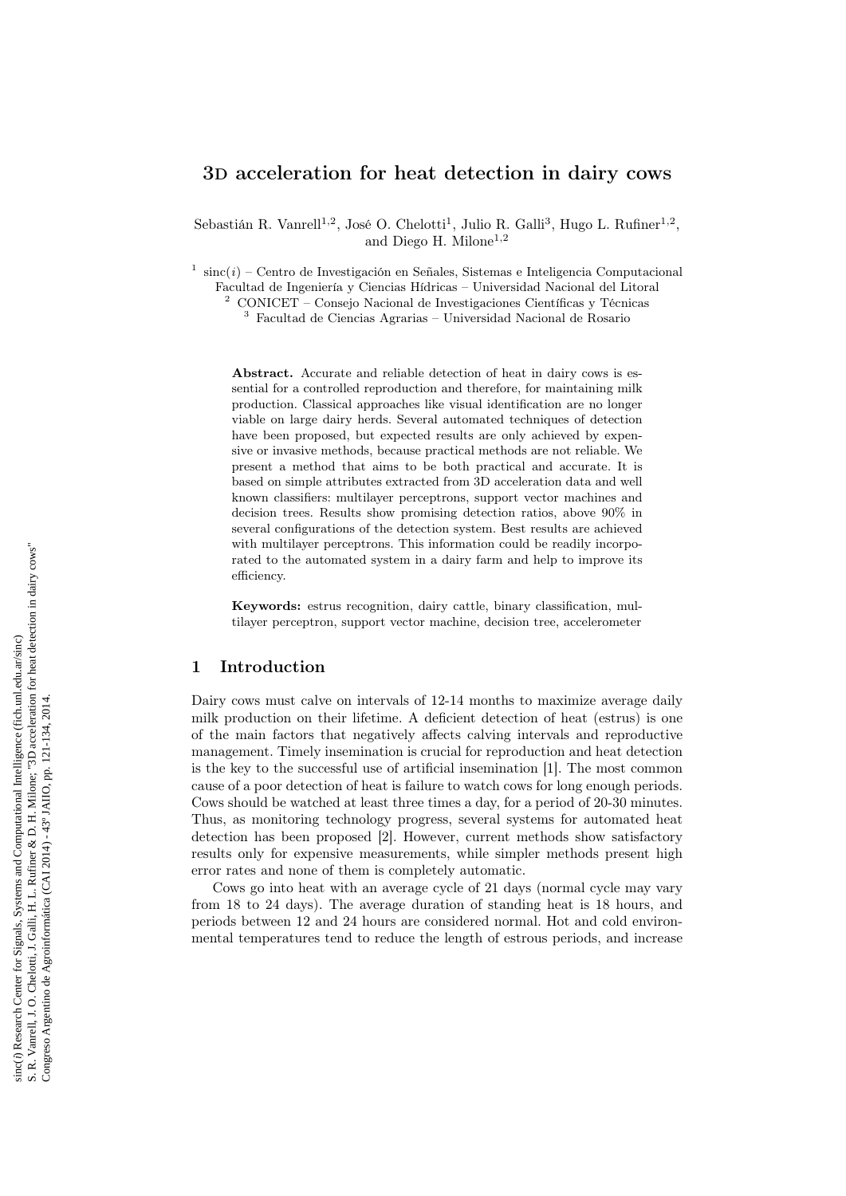# 3D acceleration for heat detection in dairy cows

Sebastián R. Vanrell[1,2], José O. Chelotti[1], Julio R. Galli[3], Hugo L. Rufiner[1,2], and Diego H. Milone[1,2]

[1] sinc($i$) – Centro de Investigación en Señales, Sistemas e Inteligencia Computacional Facultad de Ingeniería y Ciencias Hídricas – Universidad Nacional del Litoral
[2] CONICET – Consejo Nacional de Investigaciones Científicas y Técnicas
[3] Facultad de Ciencias Agrarias – Universidad Nacional de Rosario

**Abstract.** Accurate and reliable detection of heat in dairy cows is essential for a controlled reproduction and therefore, for maintaining milk production. Classical approaches like visual identification are no longer viable on large dairy herds. Several automated techniques of detection have been proposed, but expected results are only achieved by expensive or invasive methods, because practical methods are not reliable. We present a method that aims to be both practical and accurate. It is based on simple attributes extracted from 3D acceleration data and well known classifiers: multilayer perceptrons, support vector machines and decision trees. Results show promising detection ratios, above 90% in several configurations of the detection system. Best results are achieved with multilayer perceptrons. This information could be readily incorporated to the automated system in a dairy farm and help to improve its efficiency.

**Keywords:** estrus recognition, dairy cattle, binary classification, multilayer perceptron, support vector machine, decision tree, accelerometer

## 1 Introduction

Dairy cows must calve on intervals of 12-14 months to maximize average daily milk production on their lifetime. A deficient detection of heat (estrus) is one of the main factors that negatively affects calving intervals and reproductive management. Timely insemination is crucial for reproduction and heat detection is the key to the successful use of artificial insemination [1]. The most common cause of a poor detection of heat is failure to watch cows for long enough periods. Cows should be watched at least three times a day, for a period of 20-30 minutes. Thus, as monitoring technology progress, several systems for automated heat detection has been proposed [2]. However, current methods show satisfactory results only for expensive measurements, while simpler methods present high error rates and none of them is completely automatic.

Cows go into heat with an average cycle of 21 days (normal cycle may vary from 18 to 24 days). The average duration of standing heat is 18 hours, and periods between 12 and 24 hours are considered normal. Hot and cold environmental temperatures tend to reduce the length of estrous periods, and increase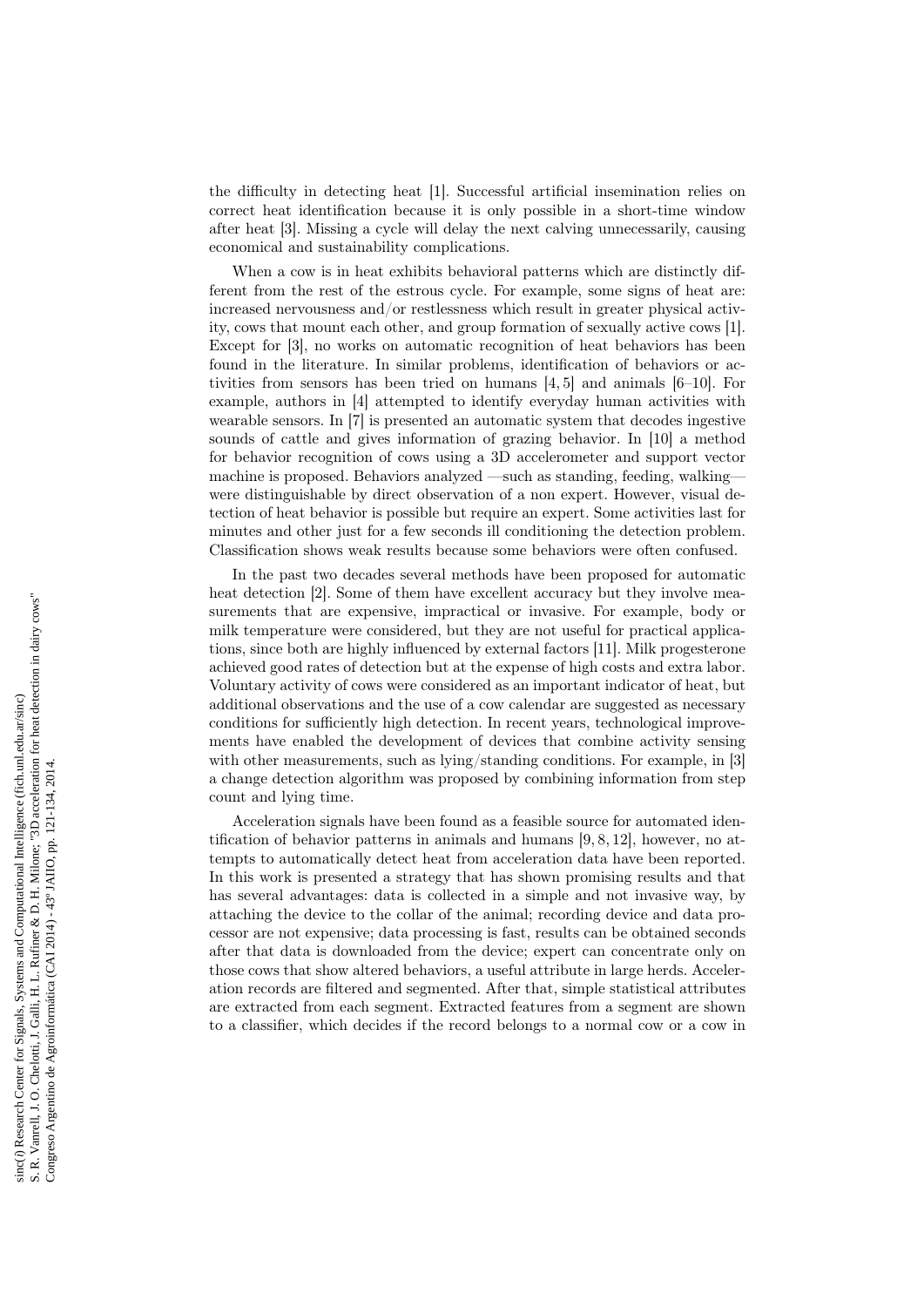the difficulty in detecting heat [1]. Successful artificial insemination relies on correct heat identification because it is only possible in a short-time window after heat [3]. Missing a cycle will delay the next calving unnecessarily, causing economical and sustainability complications.

When a cow is in heat exhibits behavioral patterns which are distinctly different from the rest of the estrous cycle. For example, some signs of heat are: increased nervousness and/or restlessness which result in greater physical activity, cows that mount each other, and group formation of sexually active cows [1]. Except for [3], no works on automatic recognition of heat behaviors has been found in the literature. In similar problems, identification of behaviors or activities from sensors has been tried on humans [4, 5] and animals [6–10]. For example, authors in [4] attempted to identify everyday human activities with wearable sensors. In [7] is presented an automatic system that decodes ingestive sounds of cattle and gives information of grazing behavior. In [10] a method for behavior recognition of cows using a 3D accelerometer and support vector machine is proposed. Behaviors analyzed —such as standing, feeding, walking— were distinguishable by direct observation of a non expert. However, visual detection of heat behavior is possible but require an expert. Some activities last for minutes and other just for a few seconds ill conditioning the detection problem. Classification shows weak results because some behaviors were often confused.

In the past two decades several methods have been proposed for automatic heat detection [2]. Some of them have excellent accuracy but they involve measurements that are expensive, impractical or invasive. For example, body or milk temperature were considered, but they are not useful for practical applications, since both are highly influenced by external factors [11]. Milk progesterone achieved good rates of detection but at the expense of high costs and extra labor. Voluntary activity of cows were considered as an important indicator of heat, but additional observations and the use of a cow calendar are suggested as necessary conditions for sufficiently high detection. In recent years, technological improvements have enabled the development of devices that combine activity sensing with other measurements, such as lying/standing conditions. For example, in [3] a change detection algorithm was proposed by combining information from step count and lying time.

Acceleration signals have been found as a feasible source for automated identification of behavior patterns in animals and humans [9, 8, 12], however, no attempts to automatically detect heat from acceleration data have been reported. In this work is presented a strategy that has shown promising results and that has several advantages: data is collected in a simple and not invasive way, by attaching the device to the collar of the animal; recording device and data processor are not expensive; data processing is fast, results can be obtained seconds after that data is downloaded from the device; expert can concentrate only on those cows that show altered behaviors, a useful attribute in large herds. Acceleration records are filtered and segmented. After that, simple statistical attributes are extracted from each segment. Extracted features from a segment are shown to a classifier, which decides if the record belongs to a normal cow or a cow in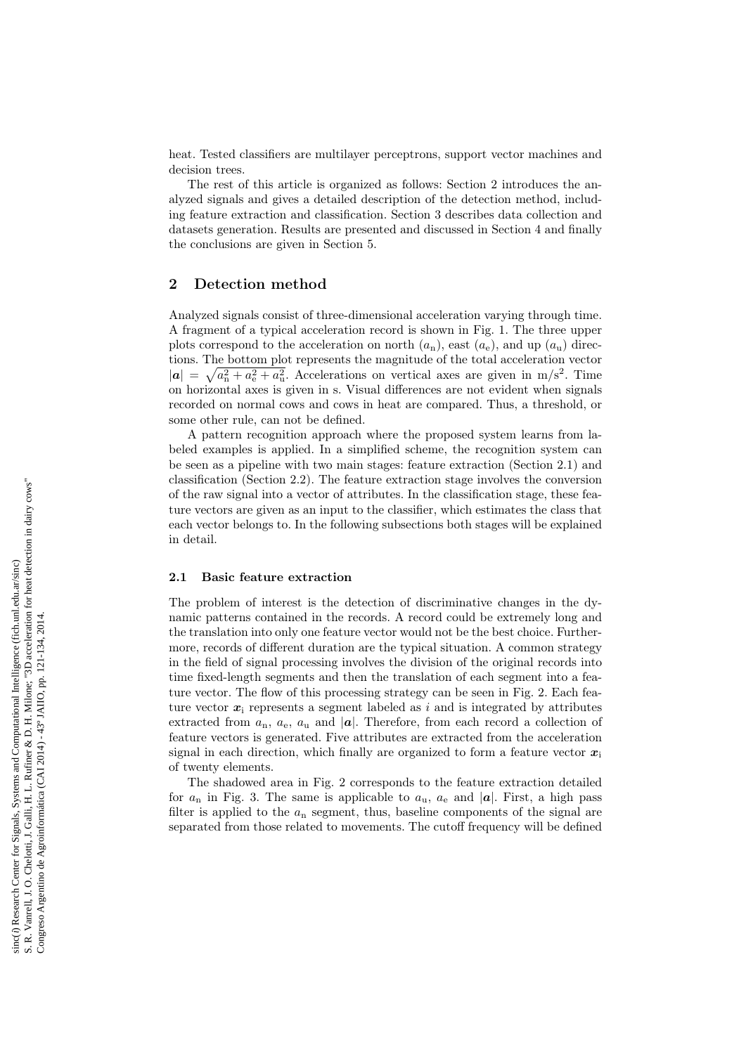heat. Tested classifiers are multilayer perceptrons, support vector machines and decision trees.

The rest of this article is organized as follows: Section 2 introduces the analyzed signals and gives a detailed description of the detection method, including feature extraction and classification. Section 3 describes data collection and datasets generation. Results are presented and discussed in Section 4 and finally the conclusions are given in Section 5.

## 2 Detection method

Analyzed signals consist of three-dimensional acceleration varying through time. A fragment of a typical acceleration record is shown in Fig. 1. The three upper plots correspond to the acceleration on north ($a_\mathrm{n}$), east ($a_\mathrm{e}$), and up ($a_\mathrm{u}$) directions. The bottom plot represents the magnitude of the total acceleration vector $|\boldsymbol{a}| = \sqrt{a_\mathrm{n}^2 + a_\mathrm{e}^2 + a_\mathrm{u}^2}$. Accelerations on vertical axes are given in m/s$^2$. Time on horizontal axes is given in s. Visual differences are not evident when signals recorded on normal cows and cows in heat are compared. Thus, a threshold, or some other rule, can not be defined.

A pattern recognition approach where the proposed system learns from labeled examples is applied. In a simplified scheme, the recognition system can be seen as a pipeline with two main stages: feature extraction (Section 2.1) and classification (Section 2.2). The feature extraction stage involves the conversion of the raw signal into a vector of attributes. In the classification stage, these feature vectors are given as an input to the classifier, which estimates the class that each vector belongs to. In the following subsections both stages will be explained in detail.

### 2.1 Basic feature extraction

The problem of interest is the detection of discriminative changes in the dynamic patterns contained in the records. A record could be extremely long and the translation into only one feature vector would not be the best choice. Furthermore, records of different duration are the typical situation. A common strategy in the field of signal processing involves the division of the original records into time fixed-length segments and then the translation of each segment into a feature vector. The flow of this processing strategy can be seen in Fig. 2. Each feature vector $\boldsymbol{x}_\mathrm{i}$ represents a segment labeled as $i$ and is integrated by attributes extracted from $a_\mathrm{n}$, $a_\mathrm{e}$, $a_\mathrm{u}$ and $|\boldsymbol{a}|$. Therefore, from each record a collection of feature vectors is generated. Five attributes are extracted from the acceleration signal in each direction, which finally are organized to form a feature vector $\boldsymbol{x}_\mathrm{i}$ of twenty elements.

The shadowed area in Fig. 2 corresponds to the feature extraction detailed for $a_\mathrm{n}$ in Fig. 3. The same is applicable to $a_\mathrm{u}$, $a_\mathrm{e}$ and $|\boldsymbol{a}|$. First, a high pass filter is applied to the $a_\mathrm{n}$ segment, thus, baseline components of the signal are separated from those related to movements. The cutoff frequency will be defined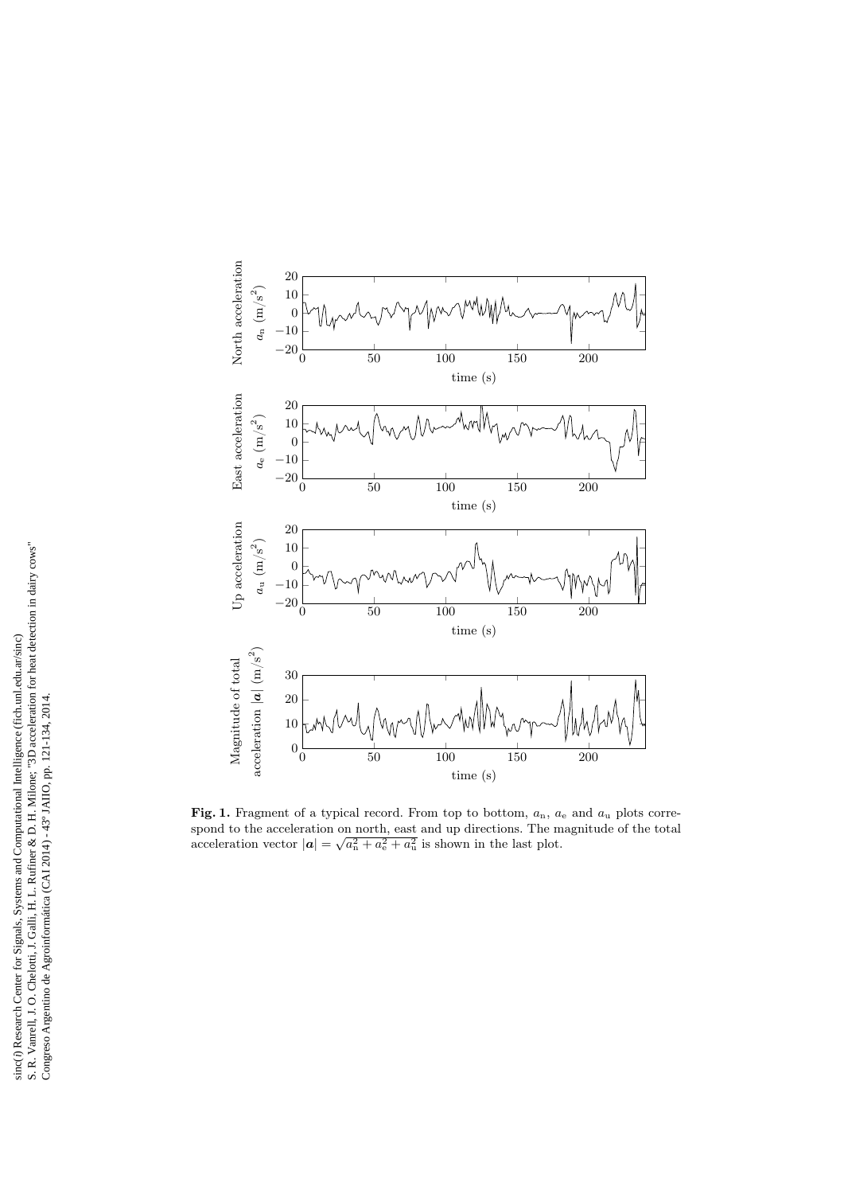**Fig. 1.** Fragment of a typical record. From top to bottom, $a_{\mathrm{n}}$, $a_{\mathrm{e}}$ and $a_{\mathrm{u}}$ plots correspond to the acceleration on north, east and up directions. The magnitude of the total acceleration vector $|\boldsymbol{a}| = \sqrt{a_{\mathrm{n}}^2 + a_{\mathrm{e}}^2 + a_{\mathrm{u}}^2}$ is shown in the last plot.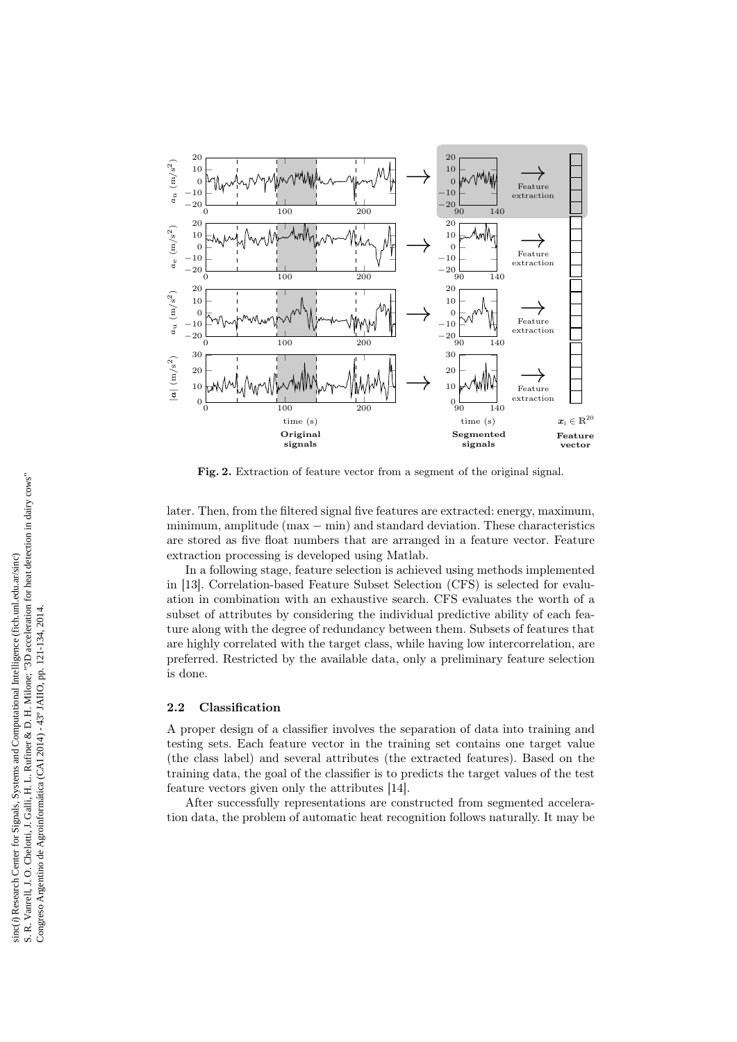**Fig. 2.** Extraction of feature vector from a segment of the original signal.

later. Then, from the filtered signal five features are extracted: energy, maximum, minimum, amplitude (max − min) and standard deviation. These characteristics are stored as five float numbers that are arranged in a feature vector. Feature extraction processing is developed using Matlab.

In a following stage, feature selection is achieved using methods implemented in [13]. Correlation-based Feature Subset Selection (CFS) is selected for evaluation in combination with an exhaustive search. CFS evaluates the worth of a subset of attributes by considering the individual predictive ability of each feature along with the degree of redundancy between them. Subsets of features that are highly correlated with the target class, while having low intercorrelation, are preferred. Restricted by the available data, only a preliminary feature selection is done.

### 2.2 Classification

A proper design of a classifier involves the separation of data into training and testing sets. Each feature vector in the training set contains one target value (the class label) and several attributes (the extracted features). Based on the training data, the goal of the classifier is to predicts the target values of the test feature vectors given only the attributes [14].

After successfully representations are constructed from segmented acceleration data, the problem of automatic heat recognition follows naturally. It may be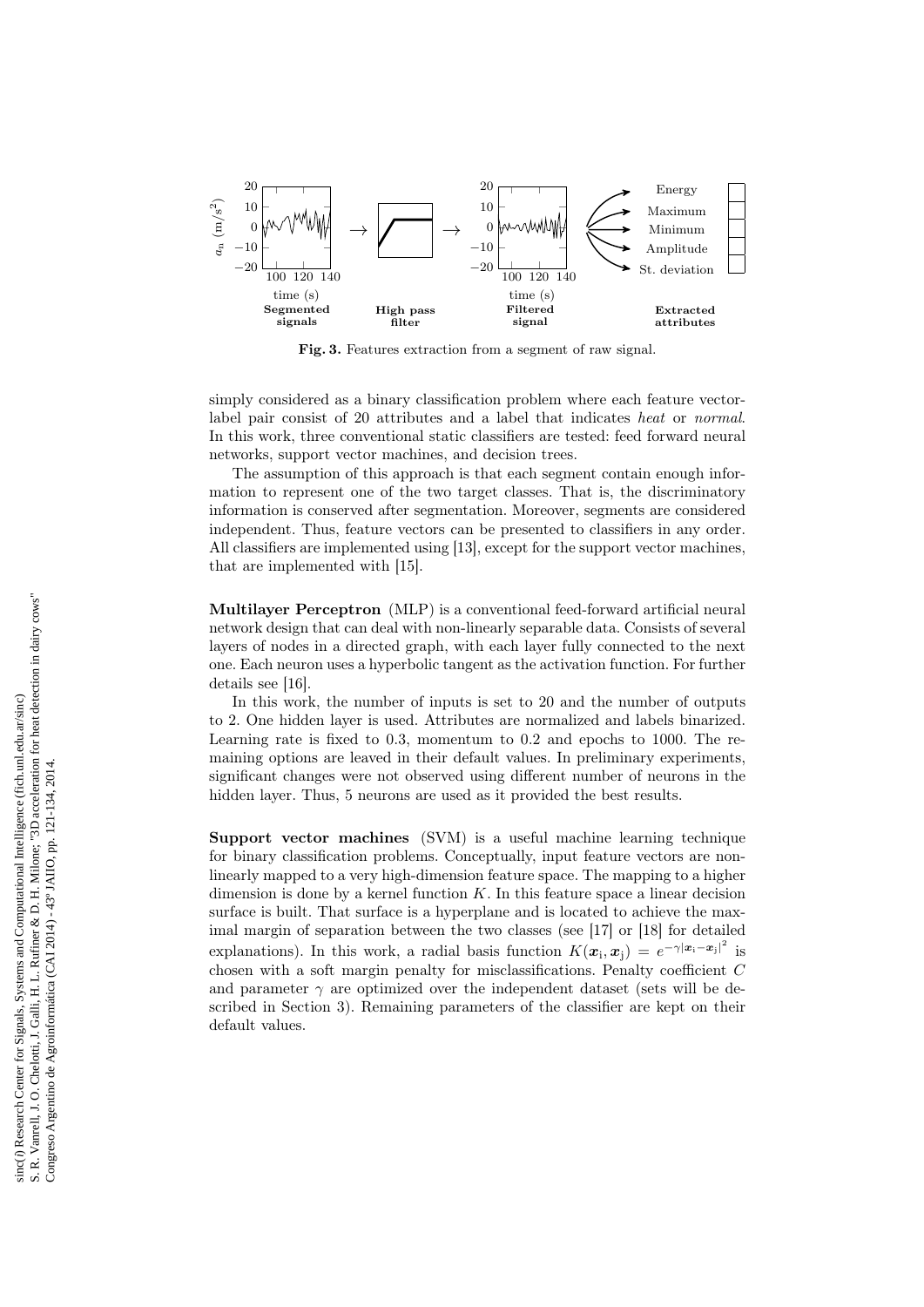Fig. 3. Features extraction from a segment of raw signal.

simply considered as a binary classification problem where each feature vector-label pair consist of 20 attributes and a label that indicates *heat* or *normal*. In this work, three conventional static classifiers are tested: feed forward neural networks, support vector machines, and decision trees.

The assumption of this approach is that each segment contain enough information to represent one of the two target classes. That is, the discriminatory information is conserved after segmentation. Moreover, segments are considered independent. Thus, feature vectors can be presented to classifiers in any order. All classifiers are implemented using [13], except for the support vector machines, that are implemented with [15].

**Multilayer Perceptron** (MLP) is a conventional feed-forward artificial neural network design that can deal with non-linearly separable data. Consists of several layers of nodes in a directed graph, with each layer fully connected to the next one. Each neuron uses a hyperbolic tangent as the activation function. For further details see [16].

In this work, the number of inputs is set to 20 and the number of outputs to 2. One hidden layer is used. Attributes are normalized and labels binarized. Learning rate is fixed to 0.3, momentum to 0.2 and epochs to 1000. The remaining options are leaved in their default values. In preliminary experiments, significant changes were not observed using different number of neurons in the hidden layer. Thus, 5 neurons are used as it provided the best results.

**Support vector machines** (SVM) is a useful machine learning technique for binary classification problems. Conceptually, input feature vectors are non-linearly mapped to a very high-dimension feature space. The mapping to a higher dimension is done by a kernel function $K$. In this feature space a linear decision surface is built. That surface is a hyperplane and is located to achieve the maximal margin of separation between the two classes (see [17] or [18] for detailed explanations). In this work, a radial basis function $K(\boldsymbol{x}_\text{i}, \boldsymbol{x}_\text{j}) = e^{-\gamma|\boldsymbol{x}_\text{i} - \boldsymbol{x}_\text{j}|^2}$ is chosen with a soft margin penalty for misclassifications. Penalty coefficient $C$ and parameter $\gamma$ are optimized over the independent dataset (sets will be described in Section 3). Remaining parameters of the classifier are kept on their default values.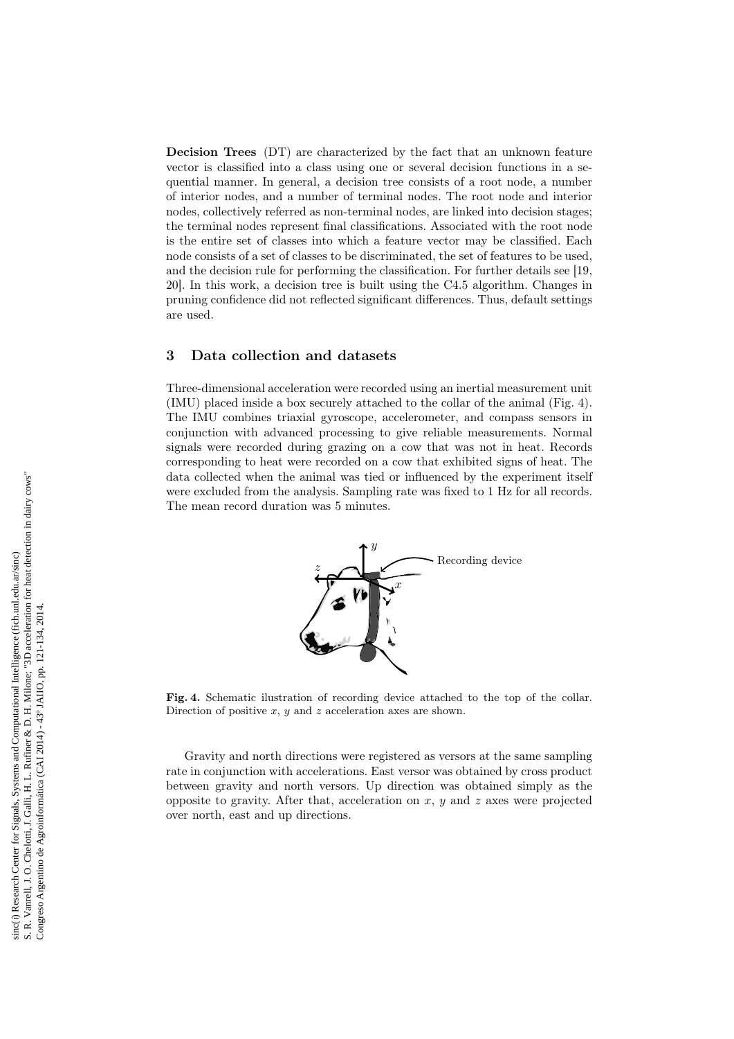**Decision Trees** (DT) are characterized by the fact that an unknown feature vector is classified into a class using one or several decision functions in a sequential manner. In general, a decision tree consists of a root node, a number of interior nodes, and a number of terminal nodes. The root node and interior nodes, collectively referred as non-terminal nodes, are linked into decision stages; the terminal nodes represent final classifications. Associated with the root node is the entire set of classes into which a feature vector may be classified. Each node consists of a set of classes to be discriminated, the set of features to be used, and the decision rule for performing the classification. For further details see [19, 20]. In this work, a decision tree is built using the C4.5 algorithm. Changes in pruning confidence did not reflected significant differences. Thus, default settings are used.

## 3 Data collection and datasets

Three-dimensional acceleration were recorded using an inertial measurement unit (IMU) placed inside a box securely attached to the collar of the animal (Fig. 4). The IMU combines triaxial gyroscope, accelerometer, and compass sensors in conjunction with advanced processing to give reliable measurements. Normal signals were recorded during grazing on a cow that was not in heat. Records corresponding to heat were recorded on a cow that exhibited signs of heat. The data collected when the animal was tied or influenced by the experiment itself were excluded from the analysis. Sampling rate was fixed to 1 Hz for all records. The mean record duration was 5 minutes.

**Fig. 4.** Schematic ilustration of recording device attached to the top of the collar. Direction of positive $x$, $y$ and $z$ acceleration axes are shown.

Gravity and north directions were registered as versors at the same sampling rate in conjunction with accelerations. East versor was obtained by cross product between gravity and north versors. Up direction was obtained simply as the opposite to gravity. After that, acceleration on $x$, $y$ and $z$ axes were projected over north, east and up directions.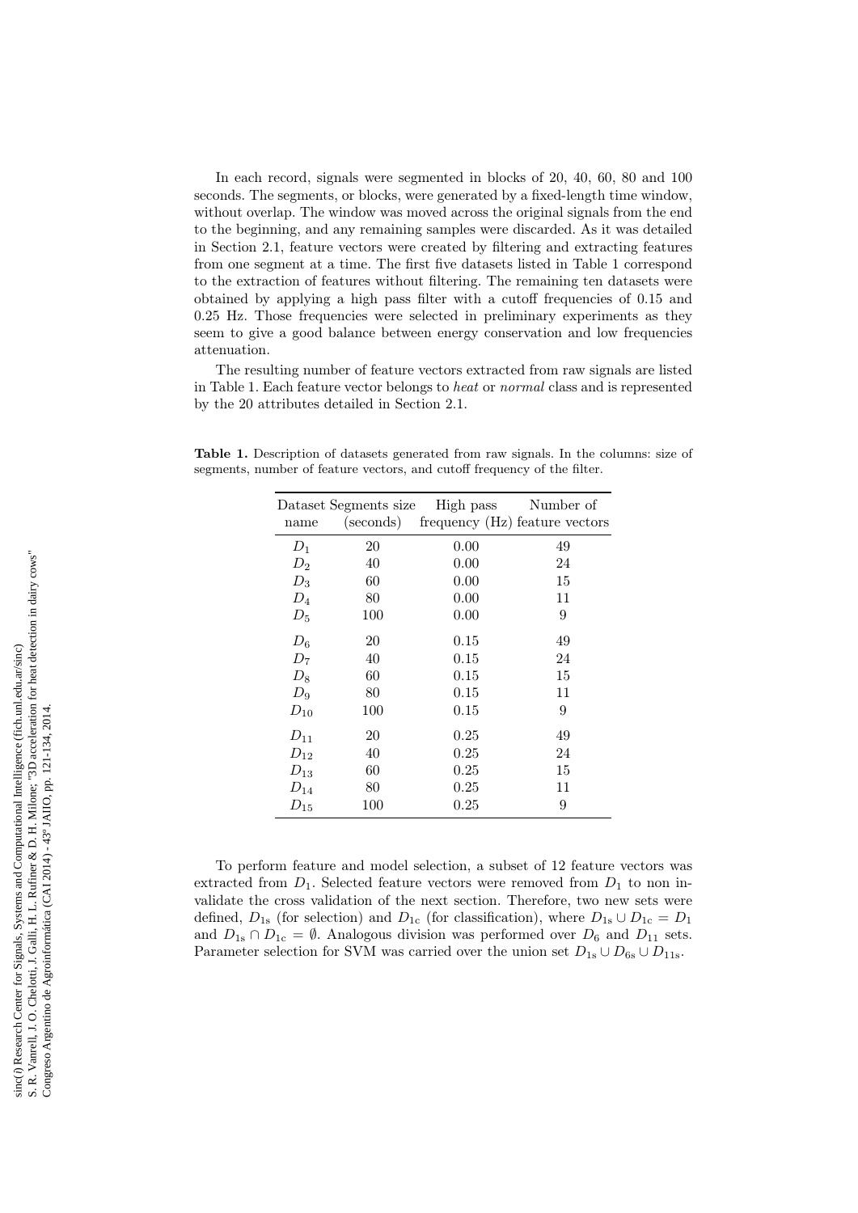In each record, signals were segmented in blocks of 20, 40, 60, 80 and 100 seconds. The segments, or blocks, were generated by a fixed-length time window, without overlap. The window was moved across the original signals from the end to the beginning, and any remaining samples were discarded. As it was detailed in Section 2.1, feature vectors were created by filtering and extracting features from one segment at a time. The first five datasets listed in Table 1 correspond to the extraction of features without filtering. The remaining ten datasets were obtained by applying a high pass filter with a cutoff frequencies of 0.15 and 0.25 Hz. Those frequencies were selected in preliminary experiments as they seem to give a good balance between energy conservation and low frequencies attenuation.

The resulting number of feature vectors extracted from raw signals are listed in Table 1. Each feature vector belongs to *heat* or *normal* class and is represented by the 20 attributes detailed in Section 2.1.

**Table 1.** Description of datasets generated from raw signals. In the columns: size of segments, number of feature vectors, and cutoff frequency of the filter.

| Dataset name | Segments size (seconds) | High pass frequency (Hz) | Number of feature vectors |
|---|---|---|---|
| $D_1$ | 20 | 0.00 | 49 |
| $D_2$ | 40 | 0.00 | 24 |
| $D_3$ | 60 | 0.00 | 15 |
| $D_4$ | 80 | 0.00 | 11 |
| $D_5$ | 100 | 0.00 | 9 |
| $D_6$ | 20 | 0.15 | 49 |
| $D_7$ | 40 | 0.15 | 24 |
| $D_8$ | 60 | 0.15 | 15 |
| $D_9$ | 80 | 0.15 | 11 |
| $D_{10}$ | 100 | 0.15 | 9 |
| $D_{11}$ | 20 | 0.25 | 49 |
| $D_{12}$ | 40 | 0.25 | 24 |
| $D_{13}$ | 60 | 0.25 | 15 |
| $D_{14}$ | 80 | 0.25 | 11 |
| $D_{15}$ | 100 | 0.25 | 9 |

To perform feature and model selection, a subset of 12 feature vectors was extracted from $D_1$. Selected feature vectors were removed from $D_1$ to non invalidate the cross validation of the next section. Therefore, two new sets were defined, $D_{1\mathrm{s}}$ (for selection) and $D_{1\mathrm{c}}$ (for classification), where $D_{1\mathrm{s}} \cup D_{1\mathrm{c}} = D_1$ and $D_{1\mathrm{s}} \cap D_{1\mathrm{c}} = \emptyset$. Analogous division was performed over $D_6$ and $D_{11}$ sets. Parameter selection for SVM was carried over the union set $D_{1\mathrm{s}} \cup D_{6\mathrm{s}} \cup D_{11\mathrm{s}}$.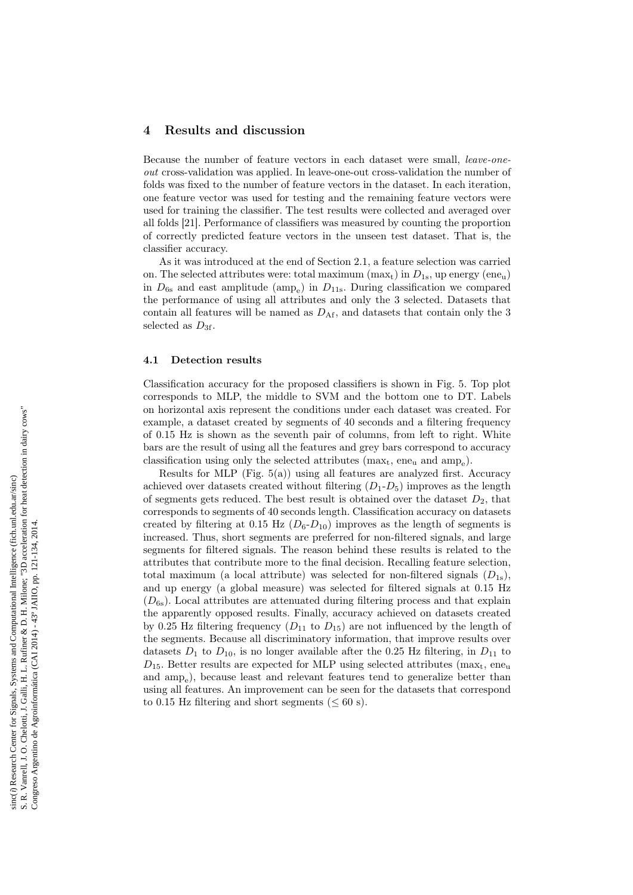## 4 Results and discussion

Because the number of feature vectors in each dataset were small, *leave-one-out* cross-validation was applied. In leave-one-out cross-validation the number of folds was fixed to the number of feature vectors in the dataset. In each iteration, one feature vector was used for testing and the remaining feature vectors were used for training the classifier. The test results were collected and averaged over all folds [21]. Performance of classifiers was measured by counting the proportion of correctly predicted feature vectors in the unseen test dataset. That is, the classifier accuracy.

As it was introduced at the end of Section 2.1, a feature selection was carried on. The selected attributes were: total maximum ($\mathrm{max_t}$) in $D_{1\mathrm{s}}$, up energy ($\mathrm{ene_u}$) in $D_{6\mathrm{s}}$ and east amplitude ($\mathrm{amp_e}$) in $D_{11\mathrm{s}}$. During classification we compared the performance of using all attributes and only the 3 selected. Datasets that contain all features will be named as $D_{\mathrm{Af}}$, and datasets that contain only the 3 selected as $D_{3\mathrm{f}}$.

### 4.1 Detection results

Classification accuracy for the proposed classifiers is shown in Fig. 5. Top plot corresponds to MLP, the middle to SVM and the bottom one to DT. Labels on horizontal axis represent the conditions under each dataset was created. For example, a dataset created by segments of 40 seconds and a filtering frequency of 0.15 Hz is shown as the seventh pair of columns, from left to right. White bars are the result of using all the features and grey bars correspond to accuracy classification using only the selected attributes ($\mathrm{max_t}$, $\mathrm{ene_u}$ and $\mathrm{amp_e}$).

Results for MLP (Fig. 5(a)) using all features are analyzed first. Accuracy achieved over datasets created without filtering ($D_1$-$D_5$) improves as the length of segments gets reduced. The best result is obtained over the dataset $D_2$, that corresponds to segments of 40 seconds length. Classification accuracy on datasets created by filtering at 0.15 Hz ($D_6$-$D_{10}$) improves as the length of segments is increased. Thus, short segments are preferred for non-filtered signals, and large segments for filtered signals. The reason behind these results is related to the attributes that contribute more to the final decision. Recalling feature selection, total maximum (a local attribute) was selected for non-filtered signals ($D_{1\mathrm{s}}$), and up energy (a global measure) was selected for filtered signals at 0.15 Hz ($D_{6\mathrm{s}}$). Local attributes are attenuated during filtering process and that explain the apparently opposed results. Finally, accuracy achieved on datasets created by 0.25 Hz filtering frequency ($D_{11}$ to $D_{15}$) are not influenced by the length of the segments. Because all discriminatory information, that improve results over datasets $D_1$ to $D_{10}$, is no longer available after the 0.25 Hz filtering, in $D_{11}$ to $D_{15}$. Better results are expected for MLP using selected attributes ($\mathrm{max_t}$, $\mathrm{ene_u}$ and $\mathrm{amp_e}$), because least and relevant features tend to generalize better than using all features. An improvement can be seen for the datasets that correspond to 0.15 Hz filtering and short segments ($\leq 60$ s).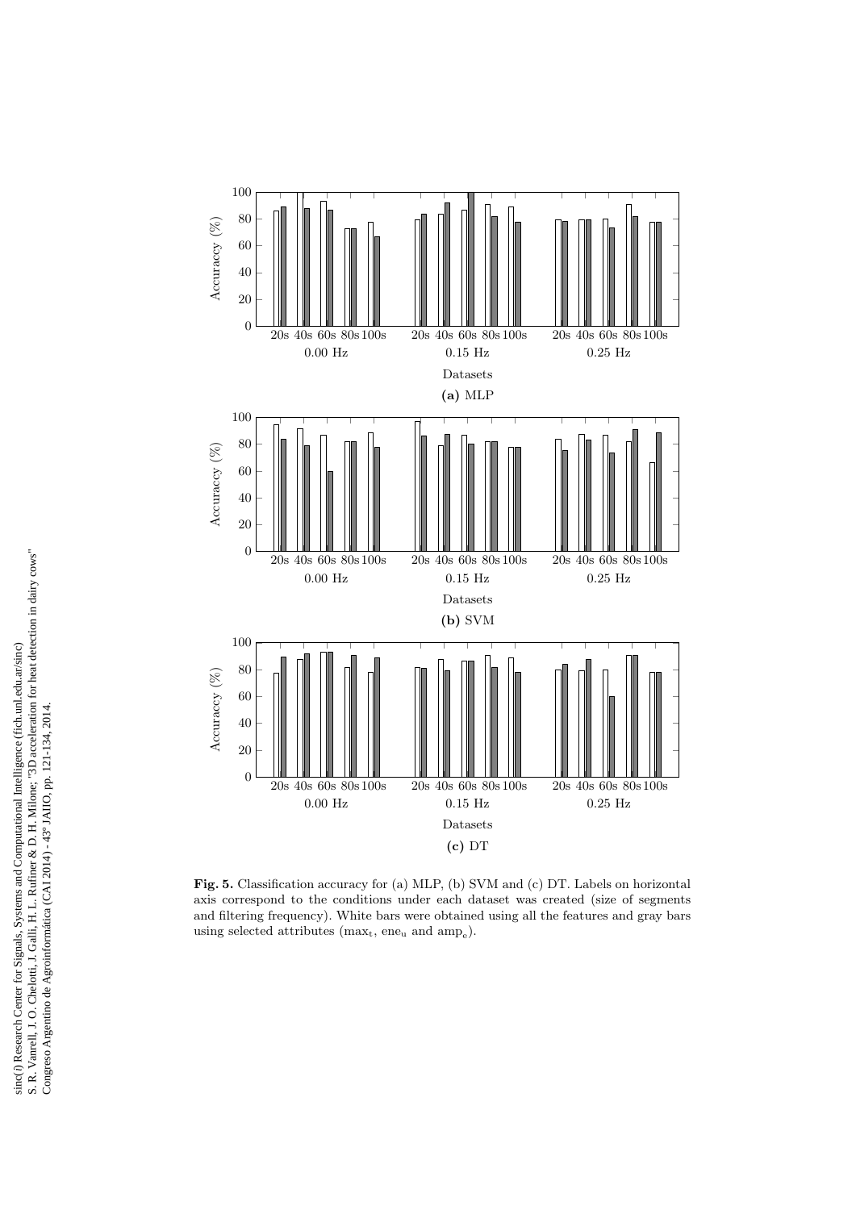Fig. 5. Classification accuracy for (a) MLP, (b) SVM and (c) DT. Labels on horizontal axis correspond to the conditions under each dataset was created (size of segments and filtering frequency). White bars were obtained using all the features and gray bars using selected attributes ($\mathrm{max_t}$, $\mathrm{ene_u}$ and $\mathrm{amp_e}$).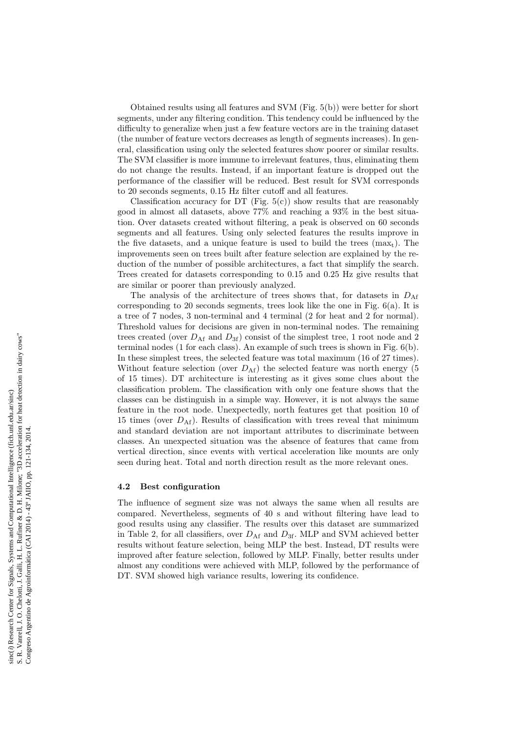Obtained results using all features and SVM (Fig. 5(b)) were better for short segments, under any filtering condition. This tendency could be influenced by the difficulty to generalize when just a few feature vectors are in the training dataset (the number of feature vectors decreases as length of segments increases). In general, classification using only the selected features show poorer or similar results. The SVM classifier is more immune to irrelevant features, thus, eliminating them do not change the results. Instead, if an important feature is dropped out the performance of the classifier will be reduced. Best result for SVM corresponds to 20 seconds segments, 0.15 Hz filter cutoff and all features.

Classification accuracy for DT (Fig. 5(c)) show results that are reasonably good in almost all datasets, above 77% and reaching a 93% in the best situation. Over datasets created without filtering, a peak is observed on 60 seconds segments and all features. Using only selected features the results improve in the five datasets, and a unique feature is used to build the trees ($\max_t$). The improvements seen on trees built after feature selection are explained by the reduction of the number of possible architectures, a fact that simplify the search. Trees created for datasets corresponding to 0.15 and 0.25 Hz give results that are similar or poorer than previously analyzed.

The analysis of the architecture of trees shows that, for datasets in $D_{\mathrm{Af}}$ corresponding to 20 seconds segments, trees look like the one in Fig. 6(a). It is a tree of 7 nodes, 3 non-terminal and 4 terminal (2 for heat and 2 for normal). Threshold values for decisions are given in non-terminal nodes. The remaining trees created (over $D_{\mathrm{Af}}$ and $D_{3\mathrm{f}}$) consist of the simplest tree, 1 root node and 2 terminal nodes (1 for each class). An example of such trees is shown in Fig. 6(b). In these simplest trees, the selected feature was total maximum (16 of 27 times). Without feature selection (over $D_{\mathrm{Af}}$) the selected feature was north energy (5 of 15 times). DT architecture is interesting as it gives some clues about the classification problem. The classification with only one feature shows that the classes can be distinguish in a simple way. However, it is not always the same feature in the root node. Unexpectedly, north features get that position 10 of 15 times (over $D_{\mathrm{Af}}$). Results of classification with trees reveal that minimum and standard deviation are not important attributes to discriminate between classes. An unexpected situation was the absence of features that came from vertical direction, since events with vertical acceleration like mounts are only seen during heat. Total and north direction result as the more relevant ones.

### 4.2 Best configuration

The influence of segment size was not always the same when all results are compared. Nevertheless, segments of 40 s and without filtering have lead to good results using any classifier. The results over this dataset are summarized in Table 2, for all classifiers, over $D_{\mathrm{Af}}$ and $D_{3\mathrm{f}}$. MLP and SVM achieved better results without feature selection, being MLP the best. Instead, DT results were improved after feature selection, followed by MLP. Finally, better results under almost any conditions were achieved with MLP, followed by the performance of DT. SVM showed high variance results, lowering its confidence.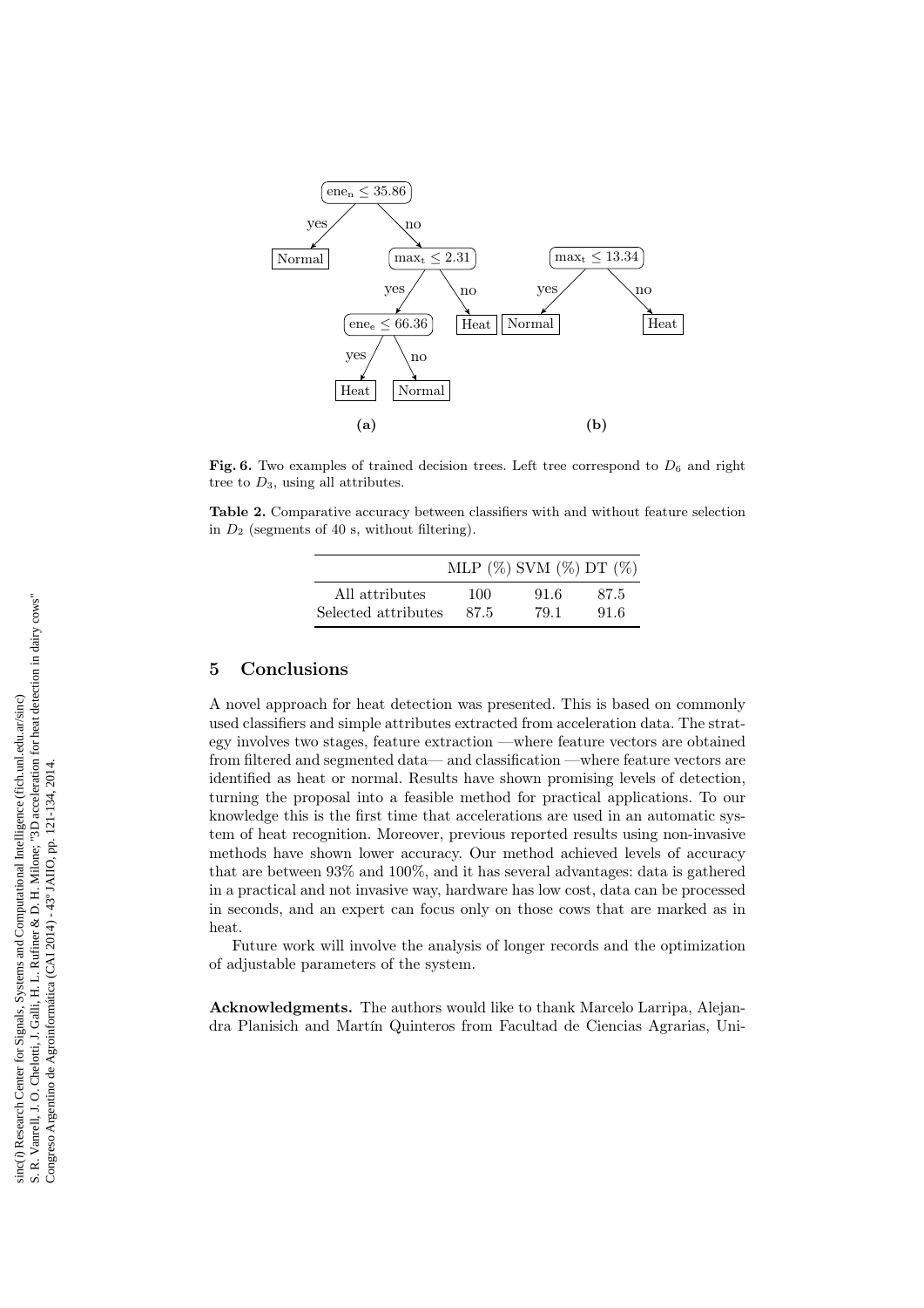Fig. 6. Two examples of trained decision trees. Left tree correspond to $D_6$ and right tree to $D_3$, using all attributes.

**Table 2.** Comparative accuracy between classifiers with and without feature selection in $D_2$ (segments of 40 s, without filtering).

| | MLP (%) | SVM (%) | DT (%) |
|---|---|---|---|
| All attributes | 100 | 91.6 | 87.5 |
| Selected attributes | 87.5 | 79.1 | 91.6 |

## 5 Conclusions

A novel approach for heat detection was presented. This is based on commonly used classifiers and simple attributes extracted from acceleration data. The strategy involves two stages, feature extraction —where feature vectors are obtained from filtered and segmented data— and classification —where feature vectors are identified as heat or normal. Results have shown promising levels of detection, turning the proposal into a feasible method for practical applications. To our knowledge this is the first time that accelerations are used in an automatic system of heat recognition. Moreover, previous reported results using non-invasive methods have shown lower accuracy. Our method achieved levels of accuracy that are between 93% and 100%, and it has several advantages: data is gathered in a practical and not invasive way, hardware has low cost, data can be processed in seconds, and an expert can focus only on those cows that are marked as in heat.

Future work will involve the analysis of longer records and the optimization of adjustable parameters of the system.

**Acknowledgments.** The authors would like to thank Marcelo Larripa, Alejandra Planisich and Martín Quinteros from Facultad de Ciencias Agrarias, Uni-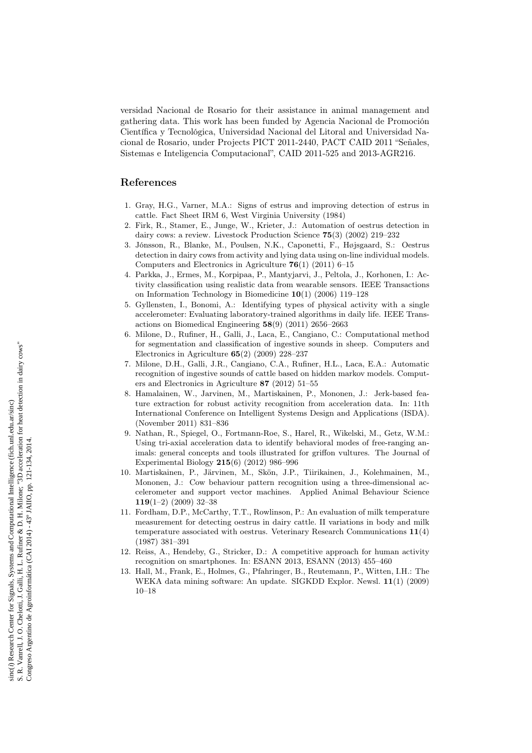versidad Nacional de Rosario for their assistance in animal management and gathering data. This work has been funded by Agencia Nacional de Promoción Científica y Tecnológica, Universidad Nacional del Litoral and Universidad Nacional de Rosario, under Projects PICT 2011-2440, PACT CAID 2011 "Señales, Sistemas e Inteligencia Computacional", CAID 2011-525 and 2013-AGR216.

## References

1. Gray, H.G., Varner, M.A.: Signs of estrus and improving detection of estrus in cattle. Fact Sheet IRM 6, West Virginia University (1984)
2. Firk, R., Stamer, E., Junge, W., Krieter, J.: Automation of oestrus detection in dairy cows: a review. Livestock Production Science **75**(3) (2002) 219–232
3. Jónsson, R., Blanke, M., Poulsen, N.K., Caponetti, F., Højsgaard, S.: Oestrus detection in dairy cows from activity and lying data using on-line individual models. Computers and Electronics in Agriculture **76**(1) (2011) 6–15
4. Parkka, J., Ermes, M., Korpipaa, P., Mantyjarvi, J., Peltola, J., Korhonen, I.: Activity classification using realistic data from wearable sensors. IEEE Transactions on Information Technology in Biomedicine **10**(1) (2006) 119–128
5. Gyllensten, I., Bonomi, A.: Identifying types of physical activity with a single accelerometer: Evaluating laboratory-trained algorithms in daily life. IEEE Transactions on Biomedical Engineering **58**(9) (2011) 2656–2663
6. Milone, D., Rufiner, H., Galli, J., Laca, E., Cangiano, C.: Computational method for segmentation and classification of ingestive sounds in sheep. Computers and Electronics in Agriculture **65**(2) (2009) 228–237
7. Milone, D.H., Galli, J.R., Cangiano, C.A., Rufiner, H.L., Laca, E.A.: Automatic recognition of ingestive sounds of cattle based on hidden markov models. Computers and Electronics in Agriculture **87** (2012) 51–55
8. Hamalainen, W., Jarvinen, M., Martiskainen, P., Mononen, J.: Jerk-based feature extraction for robust activity recognition from acceleration data. In: 11th International Conference on Intelligent Systems Design and Applications (ISDA). (November 2011) 831–836
9. Nathan, R., Spiegel, O., Fortmann-Roe, S., Harel, R., Wikelski, M., Getz, W.M.: Using tri-axial acceleration data to identify behavioral modes of free-ranging animals: general concepts and tools illustrated for griffon vultures. The Journal of Experimental Biology **215**(6) (2012) 986–996
10. Martiskainen, P., Järvinen, M., Skön, J.P., Tiirikainen, J., Kolehmainen, M., Mononen, J.: Cow behaviour pattern recognition using a three-dimensional accelerometer and support vector machines. Applied Animal Behaviour Science **119**(1–2) (2009) 32–38
11. Fordham, D.P., McCarthy, T.T., Rowlinson, P.: An evaluation of milk temperature measurement for detecting oestrus in dairy cattle. II variations in body and milk temperature associated with oestrus. Veterinary Research Communications **11**(4) (1987) 381–391
12. Reiss, A., Hendeby, G., Stricker, D.: A competitive approach for human activity recognition on smartphones. In: ESANN 2013, ESANN (2013) 455–460
13. Hall, M., Frank, E., Holmes, G., Pfahringer, B., Reutemann, P., Witten, I.H.: The WEKA data mining software: An update. SIGKDD Explor. Newsl. **11**(1) (2009) 10–18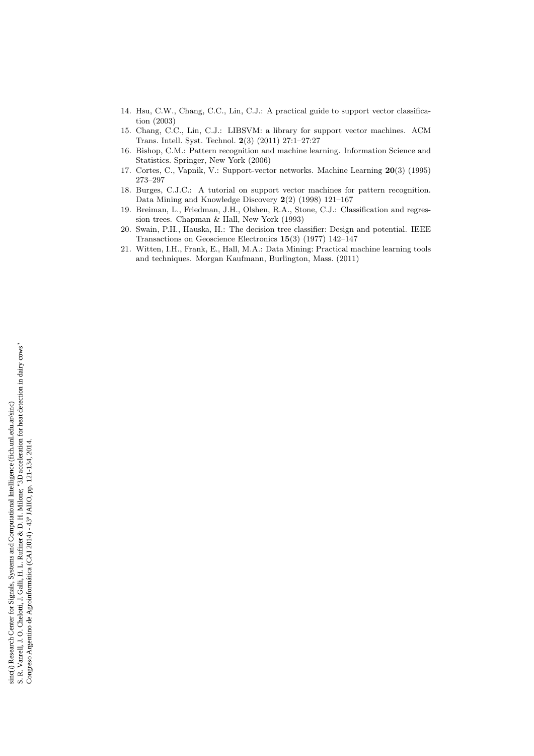14. Hsu, C.W., Chang, C.C., Lin, C.J.: A practical guide to support vector classification (2003)
15. Chang, C.C., Lin, C.J.: LIBSVM: a library for support vector machines. ACM Trans. Intell. Syst. Technol. **2**(3) (2011) 27:1–27:27
16. Bishop, C.M.: Pattern recognition and machine learning. Information Science and Statistics. Springer, New York (2006)
17. Cortes, C., Vapnik, V.: Support-vector networks. Machine Learning **20**(3) (1995) 273–297
18. Burges, C.J.C.: A tutorial on support vector machines for pattern recognition. Data Mining and Knowledge Discovery **2**(2) (1998) 121–167
19. Breiman, L., Friedman, J.H., Olshen, R.A., Stone, C.J.: Classification and regression trees. Chapman & Hall, New York (1993)
20. Swain, P.H., Hauska, H.: The decision tree classifier: Design and potential. IEEE Transactions on Geoscience Electronics **15**(3) (1977) 142–147
21. Witten, I.H., Frank, E., Hall, M.A.: Data Mining: Practical machine learning tools and techniques. Morgan Kaufmann, Burlington, Mass. (2011)